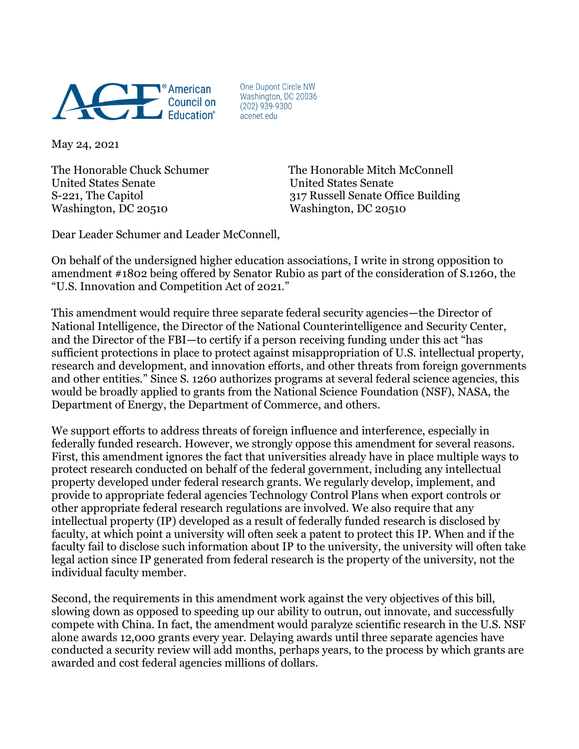American Council on Education®

One Dupont Circle NW
Washington, DC 20036
(202) 939-9300
acenet.edu

May 24, 2021

The Honorable Chuck Schumer
United States Senate
S-221, The Capitol
Washington, DC 20510

The Honorable Mitch McConnell
United States Senate
317 Russell Senate Office Building
Washington, DC 20510

Dear Leader Schumer and Leader McConnell,

On behalf of the undersigned higher education associations, I write in strong opposition to amendment #1802 being offered by Senator Rubio as part of the consideration of S.1260, the "U.S. Innovation and Competition Act of 2021."

This amendment would require three separate federal security agencies—the Director of National Intelligence, the Director of the National Counterintelligence and Security Center, and the Director of the FBI—to certify if a person receiving funding under this act "has sufficient protections in place to protect against misappropriation of U.S. intellectual property, research and development, and innovation efforts, and other threats from foreign governments and other entities." Since S. 1260 authorizes programs at several federal science agencies, this would be broadly applied to grants from the National Science Foundation (NSF), NASA, the Department of Energy, the Department of Commerce, and others.

We support efforts to address threats of foreign influence and interference, especially in federally funded research. However, we strongly oppose this amendment for several reasons. First, this amendment ignores the fact that universities already have in place multiple ways to protect research conducted on behalf of the federal government, including any intellectual property developed under federal research grants. We regularly develop, implement, and provide to appropriate federal agencies Technology Control Plans when export controls or other appropriate federal research regulations are involved. We also require that any intellectual property (IP) developed as a result of federally funded research is disclosed by faculty, at which point a university will often seek a patent to protect this IP. When and if the faculty fail to disclose such information about IP to the university, the university will often take legal action since IP generated from federal research is the property of the university, not the individual faculty member.

Second, the requirements in this amendment work against the very objectives of this bill, slowing down as opposed to speeding up our ability to outrun, out innovate, and successfully compete with China. In fact, the amendment would paralyze scientific research in the U.S. NSF alone awards 12,000 grants every year. Delaying awards until three separate agencies have conducted a security review will add months, perhaps years, to the process by which grants are awarded and cost federal agencies millions of dollars.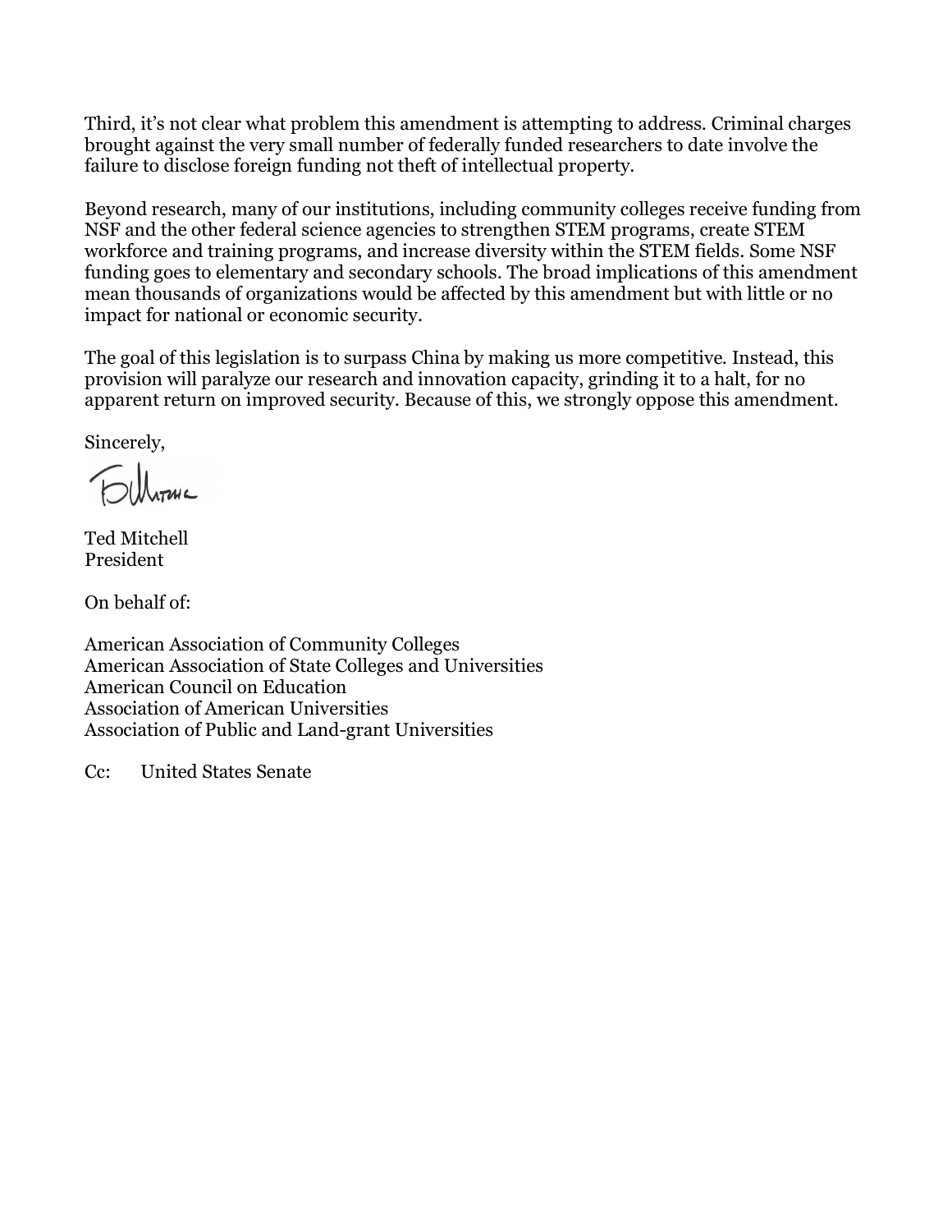Third, it's not clear what problem this amendment is attempting to address. Criminal charges brought against the very small number of federally funded researchers to date involve the failure to disclose foreign funding not theft of intellectual property.

Beyond research, many of our institutions, including community colleges receive funding from NSF and the other federal science agencies to strengthen STEM programs, create STEM workforce and training programs, and increase diversity within the STEM fields. Some NSF funding goes to elementary and secondary schools. The broad implications of this amendment mean thousands of organizations would be affected by this amendment but with little or no impact for national or economic security.

The goal of this legislation is to surpass China by making us more competitive. Instead, this provision will paralyze our research and innovation capacity, grinding it to a halt, for no apparent return on improved security. Because of this, we strongly oppose this amendment.

Sincerely,

Ted Mitchell
President

On behalf of:

American Association of Community Colleges
American Association of State Colleges and Universities
American Council on Education
Association of American Universities
Association of Public and Land-grant Universities

Cc: United States Senate